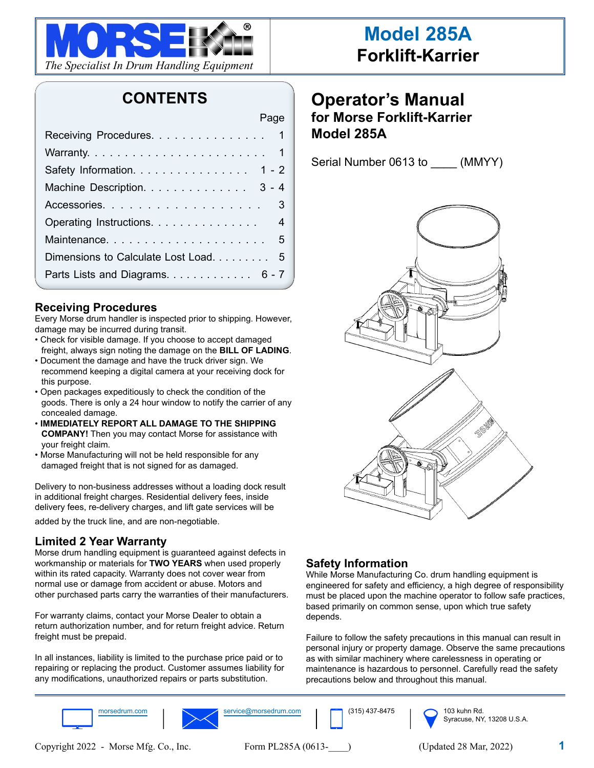# MORSE®

*The Specialist In Drum Handling Equipment*

# Model 285A Forklift-Karrier

## CONTENTS

| | Page |
|---|---|
| Receiving Procedures | 1 |
| Warranty | 1 |
| Safety Information | 1 - 2 |
| Machine Description | 3 - 4 |
| Accessories | 3 |
| Operating Instructions | 4 |
| Maintenance | 5 |
| Dimensions to Calculate Lost Load | 5 |
| Parts Lists and Diagrams | 6 - 7 |

# Operator's Manual

## for Morse Forklift-Karrier Model 285A

Serial Number 0613 to ____ (MMYY)

## Receiving Procedures

Every Morse drum handler is inspected prior to shipping. However, damage may be incurred during transit.

- Check for visible damage. If you choose to accept damaged freight, always sign noting the damage on the **BILL OF LADING**.
- Document the damage and have the truck driver sign. We recommend keeping a digital camera at your receiving dock for this purpose.
- Open packages expeditiously to check the condition of the goods. There is only a 24 hour window to notify the carrier of any concealed damage.
- **IMMEDIATELY REPORT ALL DAMAGE TO THE SHIPPING COMPANY!** Then you may contact Morse for assistance with your freight claim.
- Morse Manufacturing will not be held responsible for any damaged freight that is not signed for as damaged.

Delivery to non-business addresses without a loading dock result in additional freight charges. Residential delivery fees, inside delivery fees, re-delivery charges, and lift gate services will be added by the truck line, and are non-negotiable.

## Limited 2 Year Warranty

Morse drum handling equipment is guaranteed against defects in workmanship or materials for **TWO YEARS** when used properly within its rated capacity. Warranty does not cover wear from normal use or damage from accident or abuse. Motors and other purchased parts carry the warranties of their manufacturers.

For warranty claims, contact your Morse Dealer to obtain a return authorization number, and for return freight advice. Return freight must be prepaid.

In all instances, liability is limited to the purchase price paid or to repairing or replacing the product. Customer assumes liability for any modifications, unauthorized repairs or parts substitution.

## Safety Information

While Morse Manufacturing Co. drum handling equipment is engineered for safety and efficiency, a high degree of responsibility must be placed upon the machine operator to follow safe practices, based primarily on common sense, upon which true safety depends.

Failure to follow the safety precautions in this manual can result in personal injury or property damage. Observe the same precautions as with similar machinery where carelessness in operating or maintenance is hazardous to personnel. Carefully read the safety precautions below and throughout this manual.

morsedrum.com | service@morsedrum.com | (315) 437-8475 | 103 kuhn Rd. Syracuse, NY, 13208 U.S.A.

Copyright 2022 - Morse Mfg. Co., Inc. Form PL285A (0613-____) (Updated 28 Mar, 2022)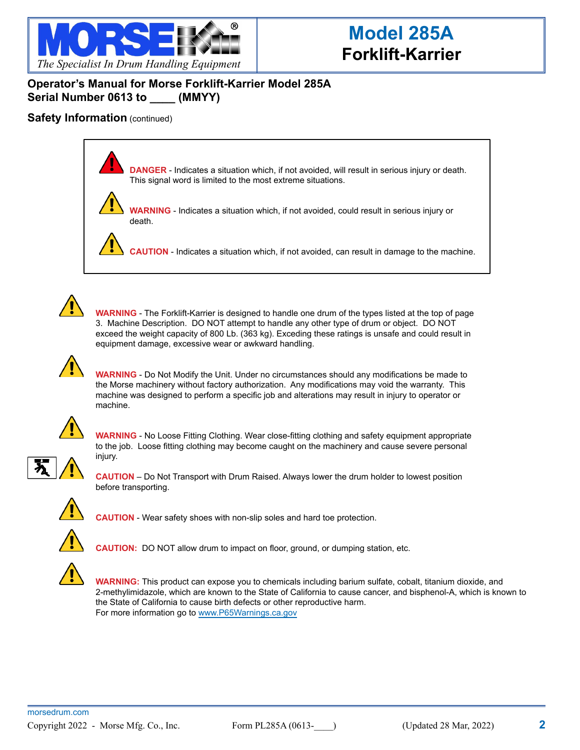# Model 285A Forklift-Karrier

## Operator's Manual for Morse Forklift-Karrier Model 285A
## Serial Number 0613 to ____ (MMYY)

### Safety Information (continued)

**DANGER** - Indicates a situation which, if not avoided, will result in serious injury or death. This signal word is limited to the most extreme situations.

**WARNING** - Indicates a situation which, if not avoided, could result in serious injury or death.

**CAUTION** - Indicates a situation which, if not avoided, can result in damage to the machine.

**WARNING** - The Forklift-Karrier is designed to handle one drum of the types listed at the top of page 3. Machine Description. DO NOT attempt to handle any other type of drum or object. DO NOT exceed the weight capacity of 800 Lb. (363 kg). Exceding these ratings is unsafe and could result in equipment damage, excessive wear or awkward handling.

**WARNING** - Do Not Modify the Unit. Under no circumstances should any modifications be made to the Morse machinery without factory authorization. Any modifications may void the warranty. This machine was designed to perform a specific job and alterations may result in injury to operator or machine.

**WARNING** - No Loose Fitting Clothing. Wear close-fitting clothing and safety equipment appropriate to the job. Loose fitting clothing may become caught on the machinery and cause severe personal injury.

**CAUTION** – Do Not Transport with Drum Raised. Always lower the drum holder to lowest position before transporting.

**CAUTION** - Wear safety shoes with non-slip soles and hard toe protection.

**CAUTION:** DO NOT allow drum to impact on floor, ground, or dumping station, etc.

**WARNING:** This product can expose you to chemicals including barium sulfate, cobalt, titanium dioxide, and 2-methylimidazole, which are known to the State of California to cause cancer, and bisphenol-A, which is known to the State of California to cause birth defects or other reproductive harm.
For more information go to www.P65Warnings.ca.gov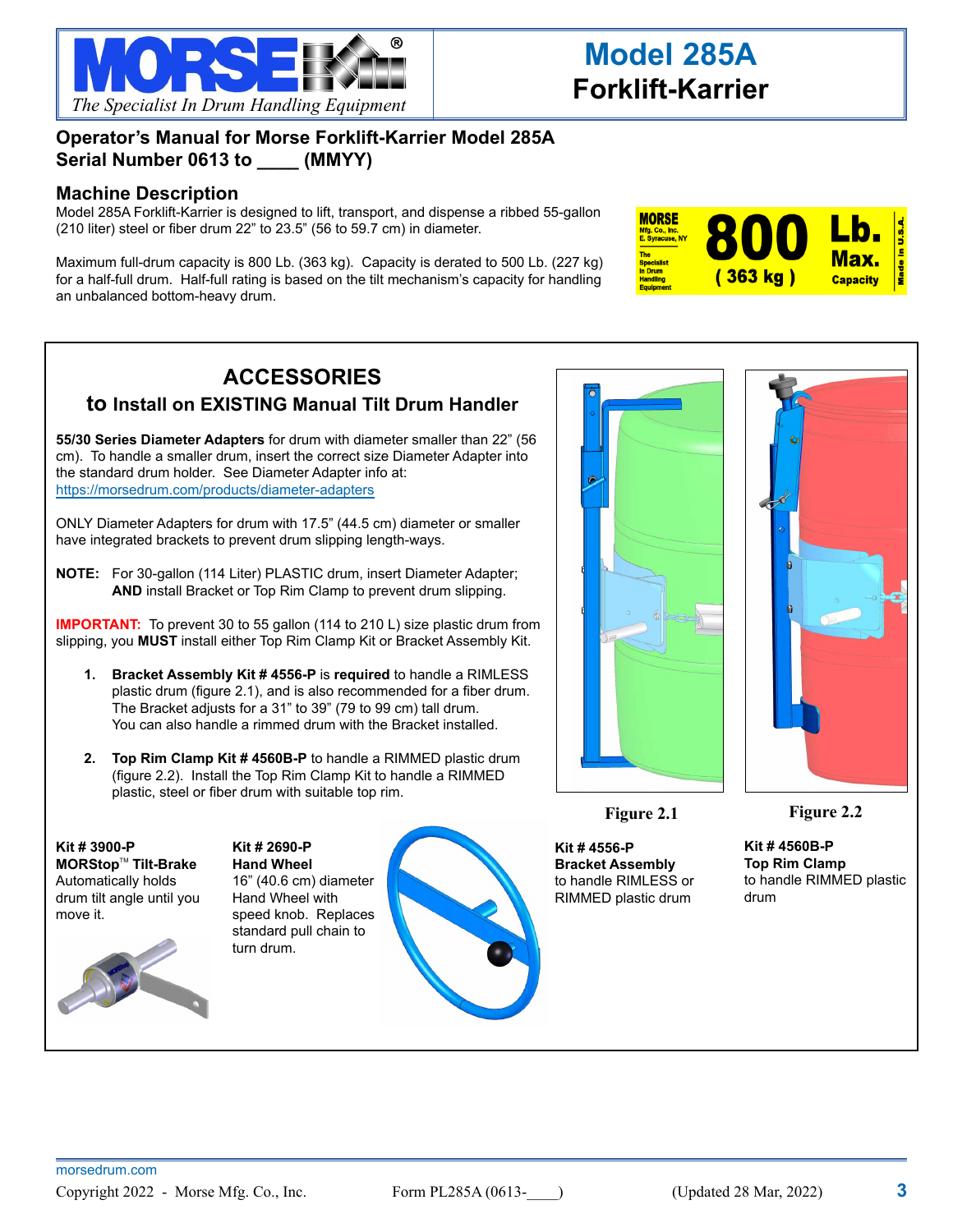# Model 285A
# Forklift-Karrier

MORSE — *The Specialist In Drum Handling Equipment*

## Operator's Manual for Morse Forklift-Karrier Model 285A
## Serial Number 0613 to ____ (MMYY)

## Machine Description

Model 285A Forklift-Karrier is designed to lift, transport, and dispense a ribbed 55-gallon (210 liter) steel or fiber drum 22" to 23.5" (56 to 59.7 cm) in diameter.

Maximum full-drum capacity is 800 Lb. (363 kg). Capacity is derated to 500 Lb. (227 kg) for a half-full drum. Half-full rating is based on the tilt mechanism's capacity for handling an unbalanced bottom-heavy drum.

MORSE Mfg. Co., Inc. E. Syracuse, NY — The Specialist In Drum Handling Equipment — **800 Lb. Max. (363 kg) Capacity** — Made in U.S.A.

## ACCESSORIES
### to Install on EXISTING Manual Tilt Drum Handler

**55/30 Series Diameter Adapters** for drum with diameter smaller than 22" (56 cm). To handle a smaller drum, insert the correct size Diameter Adapter into the standard drum holder. See Diameter Adapter info at: https://morsedrum.com/products/diameter-adapters

ONLY Diameter Adapters for drum with 17.5" (44.5 cm) diameter or smaller have integrated brackets to prevent drum slipping length-ways.

**NOTE:** For 30-gallon (114 Liter) PLASTIC drum, insert Diameter Adapter; **AND** install Bracket or Top Rim Clamp to prevent drum slipping.

**IMPORTANT:** To prevent 30 to 55 gallon (114 to 210 L) size plastic drum from slipping, you **MUST** install either Top Rim Clamp Kit or Bracket Assembly Kit.

1. **Bracket Assembly Kit # 4556-P** is **required** to handle a RIMLESS plastic drum (figure 2.1), and is also recommended for a fiber drum. The Bracket adjusts for a 31" to 39" (79 to 99 cm) tall drum. You can also handle a rimmed drum with the Bracket installed.

2. **Top Rim Clamp Kit # 4560B-P** to handle a RIMMED plastic drum (figure 2.2). Install the Top Rim Clamp Kit to handle a RIMMED plastic, steel or fiber drum with suitable top rim.

Figure 2.1

Figure 2.2

**Kit # 3900-P**
**MORStop™ Tilt-Brake**
Automatically holds drum tilt angle until you move it.

**Kit # 2690-P**
**Hand Wheel**
16" (40.6 cm) diameter Hand Wheel with speed knob. Replaces standard pull chain to turn drum.

**Kit # 4556-P**
**Bracket Assembly**
to handle RIMLESS or RIMMED plastic drum

**Kit # 4560B-P**
**Top Rim Clamp**
to handle RIMMED plastic drum

morsedrum.com

Copyright 2022 - Morse Mfg. Co., Inc. Form PL285A (0613-____) (Updated 28 Mar, 2022)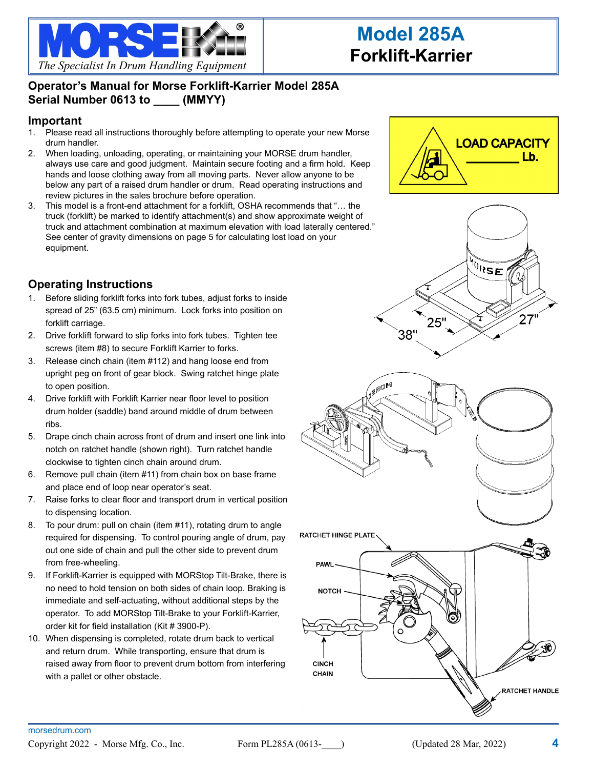# Model 285A
## Forklift-Karrier

MORSE — *The Specialist In Drum Handling Equipment*

**Operator's Manual for Morse Forklift-Karrier Model 285A**
**Serial Number 0613 to ____ (MMYY)**

## Important

1. Please read all instructions thoroughly before attempting to operate your new Morse drum handler.
2. When loading, unloading, operating, or maintaining your MORSE drum handler, always use care and good judgment. Maintain secure footing and a firm hold. Keep hands and loose clothing away from all moving parts. Never allow anyone to be below any part of a raised drum handler or drum. Read operating instructions and review pictures in the sales brochure before operation.
3. This model is a front-end attachment for a forklift, OSHA recommends that "… the truck (forklift) be marked to identify attachment(s) and show approximate weight of truck and attachment combination at maximum elevation with load laterally centered." See center of gravity dimensions on page 5 for calculating lost load on your equipment.

LOAD CAPACITY ________ Lb.

## Operating Instructions

1. Before sliding forklift forks into fork tubes, adjust forks to inside spread of 25" (63.5 cm) minimum. Lock forks into position on forklift carriage.
2. Drive forklift forward to slip forks into fork tubes. Tighten tee screws (item #8) to secure Forklift Karrier to forks.
3. Release cinch chain (item #112) and hang loose end from upright peg on front of gear block. Swing ratchet hinge plate to open position.
4. Drive forklift with Forklift Karrier near floor level to position drum holder (saddle) band around middle of drum between ribs.
5. Drape cinch chain across front of drum and insert one link into notch on ratchet handle (shown right). Turn ratchet handle clockwise to tighten cinch chain around drum.
6. Remove pull chain (item #11) from chain box on base frame and place end of loop near operator's seat.
7. Raise forks to clear floor and transport drum in vertical position to dispensing location.
8. To pour drum: pull on chain (item #11), rotating drum to angle required for dispensing. To control pouring angle of drum, pay out one side of chain and pull the other side to prevent drum from free-wheeling.
9. If Forklift-Karrier is equipped with MORStop Tilt-Brake, there is no need to hold tension on both sides of chain loop. Braking is immediate and self-actuating, without additional steps by the operator. To add MORStop Tilt-Brake to your Forklift-Karrier, order kit for field installation (Kit # 3900-P).
10. When dispensing is completed, rotate drum back to vertical and return drum. While transporting, ensure that drum is raised away from floor to prevent drum bottom from interfering with a pallet or other obstacle.

25" 27" 38"

RATCHET HINGE PLATE
PAWL
NOTCH
CINCH CHAIN
RATCHET HANDLE

morsedrum.com

Copyright 2022 - Morse Mfg. Co., Inc. Form PL285A (0613-____) (Updated 28 Mar, 2022)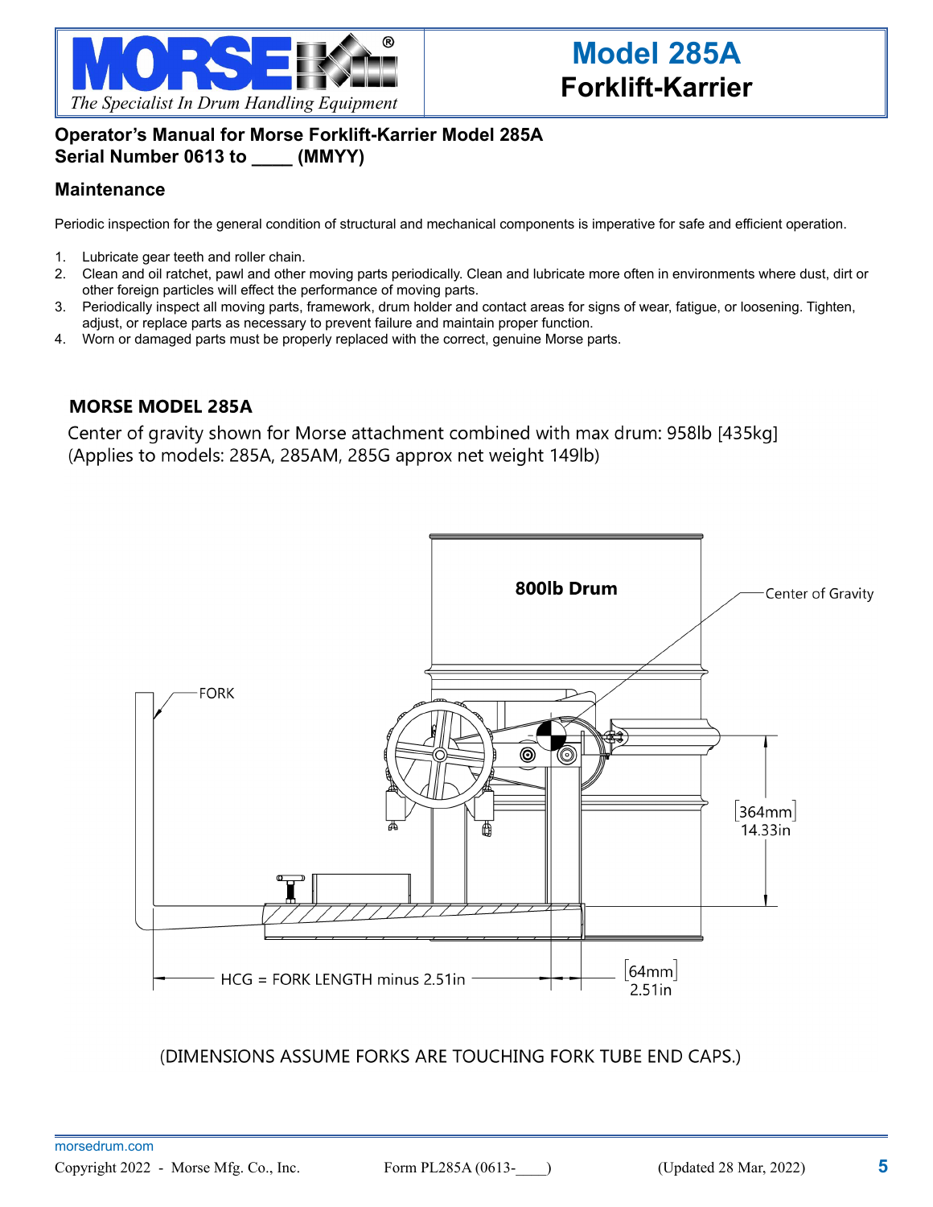# Model 285A Forklift-Karrier

**Operator's Manual for Morse Forklift-Karrier Model 285A**
**Serial Number 0613 to ____ (MMYY)**

## Maintenance

Periodic inspection for the general condition of structural and mechanical components is imperative for safe and efficient operation.

1. Lubricate gear teeth and roller chain.
2. Clean and oil ratchet, pawl and other moving parts periodically. Clean and lubricate more often in environments where dust, dirt or other foreign particles will effect the performance of moving parts.
3. Periodically inspect all moving parts, framework, drum holder and contact areas for signs of wear, fatigue, or loosening. Tighten, adjust, or replace parts as necessary to prevent failure and maintain proper function.
4. Worn or damaged parts must be properly replaced with the correct, genuine Morse parts.

### MORSE MODEL 285A

Center of gravity shown for Morse attachment combined with max drum: 958lb [435kg]
(Applies to models: 285A, 285AM, 285G approx net weight 149lb)

800lb Drum

Center of Gravity

FORK

[364mm]
14.33in

HCG = FORK LENGTH minus 2.51in

[64mm]
2.51in

(DIMENSIONS ASSUME FORKS ARE TOUCHING FORK TUBE END CAPS.)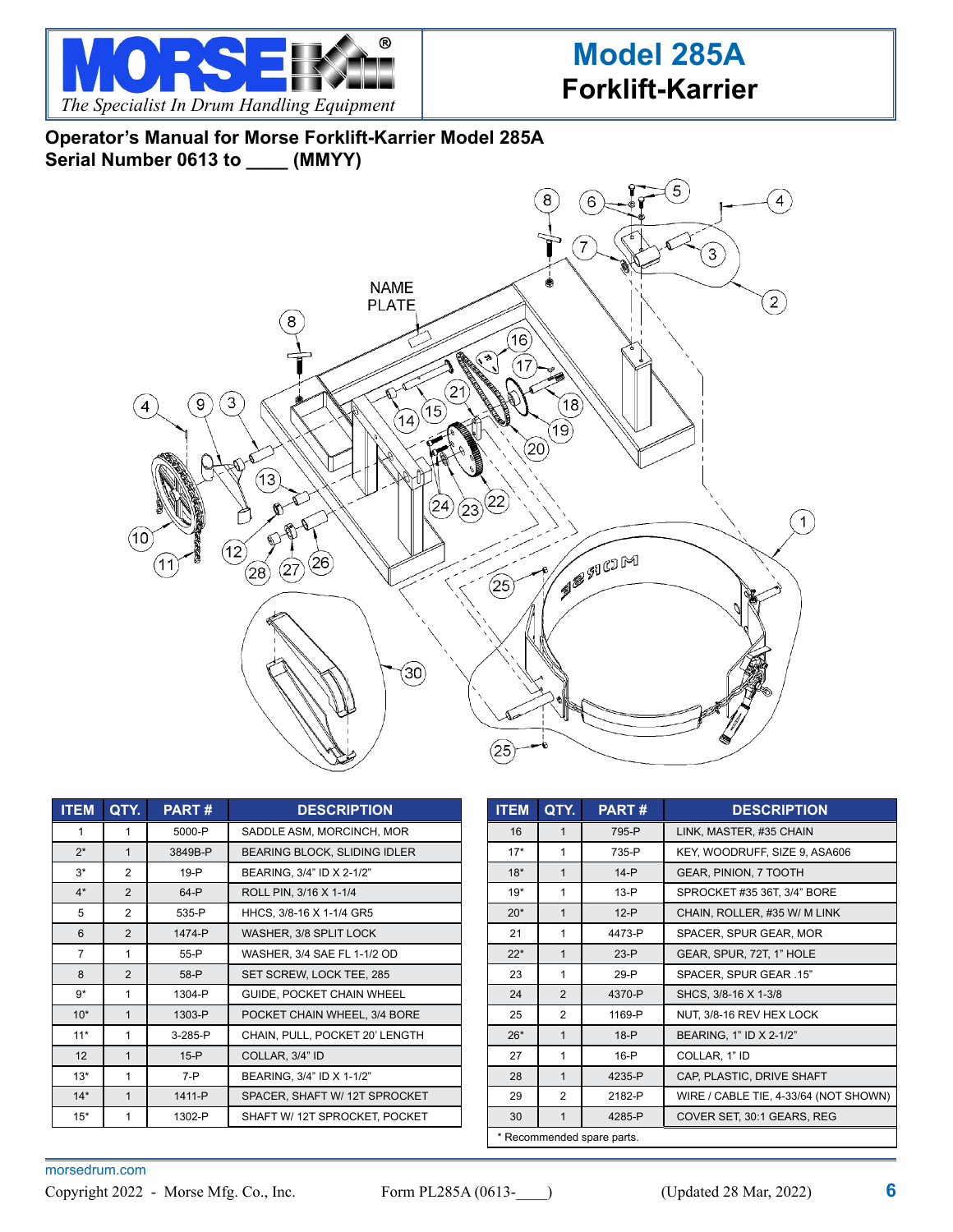# Model 285A
## Forklift-Karrier

*The Specialist In Drum Handling Equipment*

**Operator's Manual for Morse Forklift-Karrier Model 285A**
**Serial Number 0613 to ____ (MMYY)**

NAME PLATE

| ITEM | QTY. | PART # | DESCRIPTION |
|---|---|---|---|
| 1 | 1 | 5000-P | SADDLE ASM, MORCINCH, MOR |
| 2* | 1 | 3849B-P | BEARING BLOCK, SLIDING IDLER |
| 3* | 2 | 19-P | BEARING, 3/4" ID X 2-1/2" |
| 4* | 2 | 64-P | ROLL PIN, 3/16 X 1-1/4 |
| 5 | 2 | 535-P | HHCS, 3/8-16 X 1-1/4 GR5 |
| 6 | 2 | 1474-P | WASHER, 3/8 SPLIT LOCK |
| 7 | 1 | 55-P | WASHER, 3/4 SAE FL 1-1/2 OD |
| 8 | 2 | 58-P | SET SCREW, LOCK TEE, 285 |
| 9* | 1 | 1304-P | GUIDE, POCKET CHAIN WHEEL |
| 10* | 1 | 1303-P | POCKET CHAIN WHEEL, 3/4 BORE |
| 11* | 1 | 3-285-P | CHAIN, PULL, POCKET 20' LENGTH |
| 12 | 1 | 15-P | COLLAR, 3/4" ID |
| 13* | 1 | 7-P | BEARING, 3/4" ID X 1-1/2" |
| 14* | 1 | 1411-P | SPACER, SHAFT W/ 12T SPROCKET |
| 15* | 1 | 1302-P | SHAFT W/ 12T SPROCKET, POCKET |
| 16 | 1 | 795-P | LINK, MASTER, #35 CHAIN |
| 17* | 1 | 735-P | KEY, WOODRUFF, SIZE 9, ASA606 |
| 18* | 1 | 14-P | GEAR, PINION, 7 TOOTH |
| 19* | 1 | 13-P | SPROCKET #35 36T, 3/4" BORE |
| 20* | 1 | 12-P | CHAIN, ROLLER, #35 W/ M LINK |
| 21 | 1 | 4473-P | SPACER, SPUR GEAR, MOR |
| 22* | 1 | 23-P | GEAR, SPUR, 72T, 1" HOLE |
| 23 | 1 | 29-P | SPACER, SPUR GEAR .15" |
| 24 | 2 | 4370-P | SHCS, 3/8-16 X 1-3/8 |
| 25 | 2 | 1169-P | NUT, 3/8-16 REV HEX LOCK |
| 26* | 1 | 18-P | BEARING, 1" ID X 2-1/2" |
| 27 | 1 | 16-P | COLLAR, 1" ID |
| 28 | 1 | 4235-P | CAP, PLASTIC, DRIVE SHAFT |
| 29 | 2 | 2182-P | WIRE / CABLE TIE, 4-33/64 (NOT SHOWN) |
| 30 | 1 | 4285-P | COVER SET, 30:1 GEARS, REG |

\* Recommended spare parts.

morsedrum.com

Copyright 2022 - Morse Mfg. Co., Inc. Form PL285A (0613-____) (Updated 28 Mar, 2022)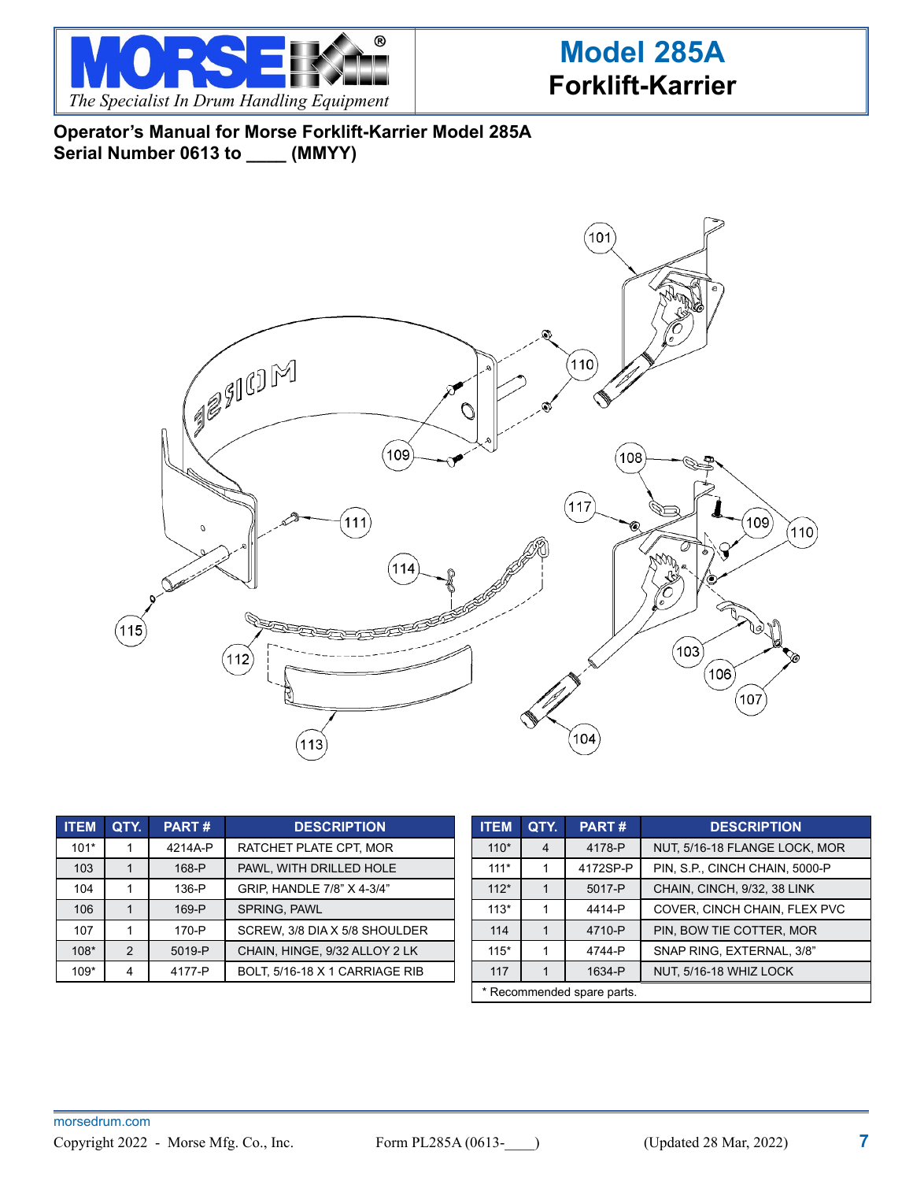# Model 285A
## Forklift-Karrier

**Operator's Manual for Morse Forklift-Karrier Model 285A**
**Serial Number 0613 to ____ (MMYY)**

101
110
109
108
117
109
110
111
114
115
112
113
103
106
107
104

| ITEM | QTY. | PART # | DESCRIPTION |
|---|---|---|---|
| 101* | 1 | 4214A-P | RATCHET PLATE CPT, MOR |
| 103 | 1 | 168-P | PAWL, WITH DRILLED HOLE |
| 104 | 1 | 136-P | GRIP, HANDLE 7/8" X 4-3/4" |
| 106 | 1 | 169-P | SPRING, PAWL |
| 107 | 1 | 170-P | SCREW, 3/8 DIA X 5/8 SHOULDER |
| 108* | 2 | 5019-P | CHAIN, HINGE, 9/32 ALLOY 2 LK |
| 109* | 4 | 4177-P | BOLT, 5/16-18 X 1 CARRIAGE RIB |

| ITEM | QTY. | PART # | DESCRIPTION |
|---|---|---|---|
| 110* | 4 | 4178-P | NUT, 5/16-18 FLANGE LOCK, MOR |
| 111* | 1 | 4172SP-P | PIN, S.P., CINCH CHAIN, 5000-P |
| 112* | 1 | 5017-P | CHAIN, CINCH, 9/32, 38 LINK |
| 113* | 1 | 4414-P | COVER, CINCH CHAIN, FLEX PVC |
| 114 | 1 | 4710-P | PIN, BOW TIE COTTER, MOR |
| 115* | 1 | 4744-P | SNAP RING, EXTERNAL, 3/8" |
| 117 | 1 | 1634-P | NUT, 5/16-18 WHIZ LOCK |

\* Recommended spare parts.

morsedrum.com

Copyright 2022 - Morse Mfg. Co., Inc. Form PL285A (0613-____) (Updated 28 Mar, 2022)